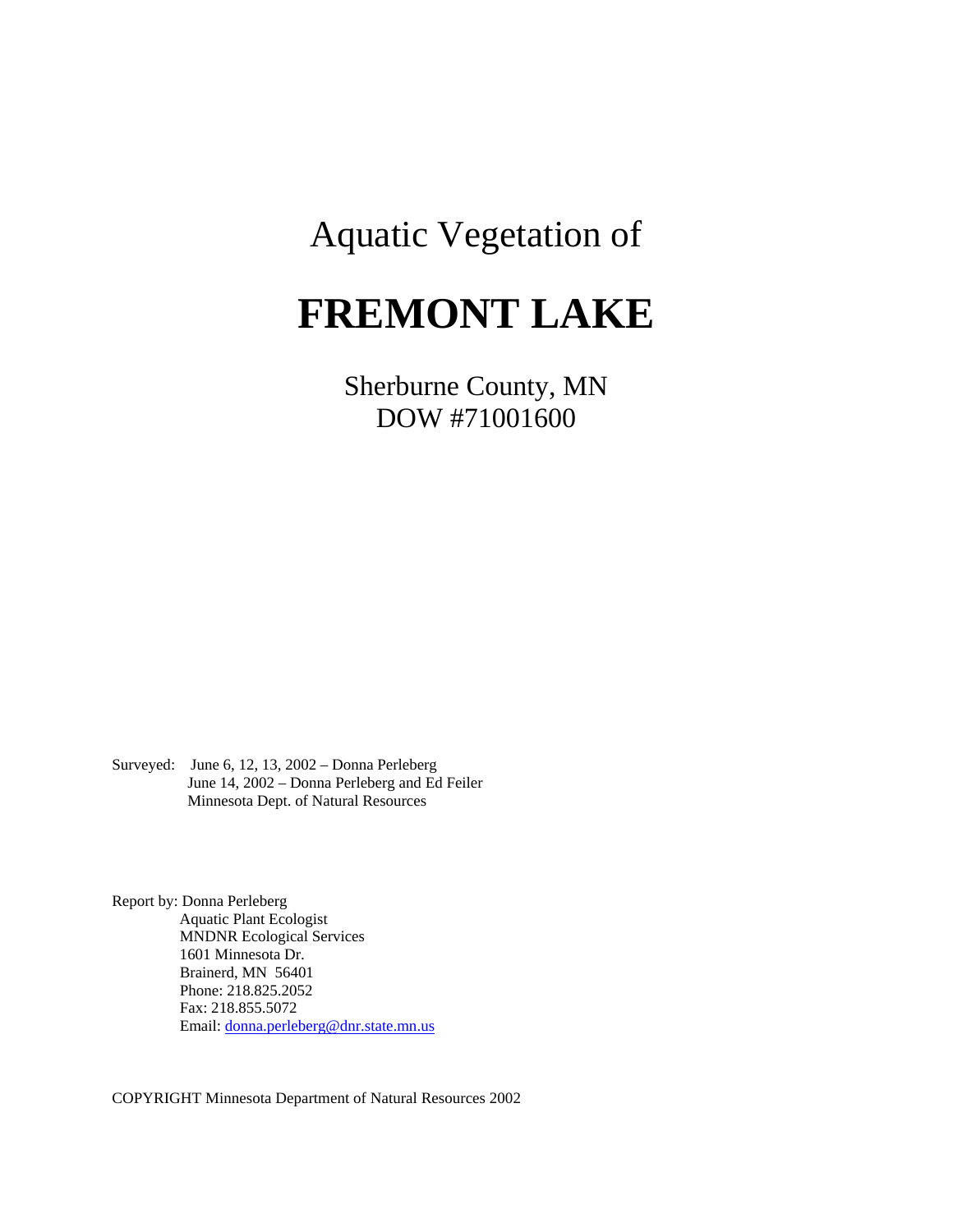Aquatic Vegetation of

# FREMONT LAKE

Sherburne County, MN
DOW #71001600

Surveyed: June 6, 12, 13, 2002 – Donna Perleberg
June 14, 2002 – Donna Perleberg and Ed Feiler
Minnesota Dept. of Natural Resources

Report by: Donna Perleberg
Aquatic Plant Ecologist
MNDNR Ecological Services
1601 Minnesota Dr.
Brainerd, MN 56401
Phone: 218.825.2052
Fax: 218.855.5072
Email: donna.perleberg@dnr.state.mn.us

COPYRIGHT Minnesota Department of Natural Resources 2002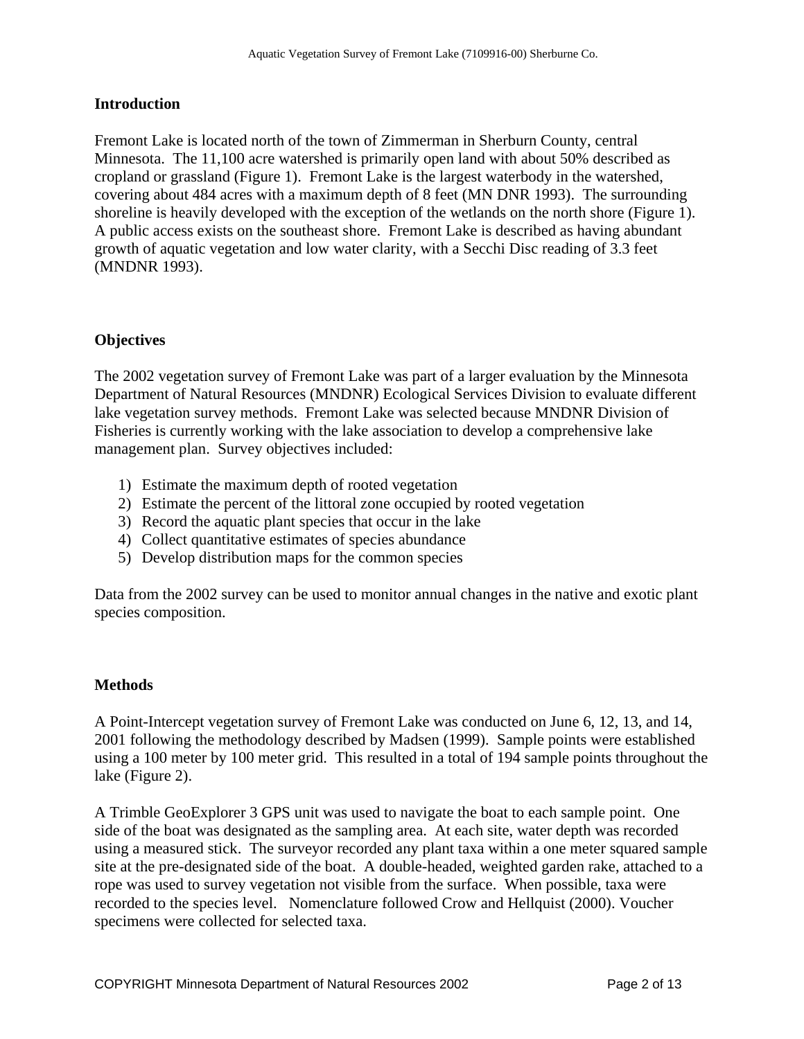## Introduction

Fremont Lake is located north of the town of Zimmerman in Sherburn County, central Minnesota. The 11,100 acre watershed is primarily open land with about 50% described as cropland or grassland (Figure 1). Fremont Lake is the largest waterbody in the watershed, covering about 484 acres with a maximum depth of 8 feet (MN DNR 1993). The surrounding shoreline is heavily developed with the exception of the wetlands on the north shore (Figure 1). A public access exists on the southeast shore. Fremont Lake is described as having abundant growth of aquatic vegetation and low water clarity, with a Secchi Disc reading of 3.3 feet (MNDNR 1993).

## Objectives

The 2002 vegetation survey of Fremont Lake was part of a larger evaluation by the Minnesota Department of Natural Resources (MNDNR) Ecological Services Division to evaluate different lake vegetation survey methods. Fremont Lake was selected because MNDNR Division of Fisheries is currently working with the lake association to develop a comprehensive lake management plan. Survey objectives included:

1) Estimate the maximum depth of rooted vegetation
2) Estimate the percent of the littoral zone occupied by rooted vegetation
3) Record the aquatic plant species that occur in the lake
4) Collect quantitative estimates of species abundance
5) Develop distribution maps for the common species

Data from the 2002 survey can be used to monitor annual changes in the native and exotic plant species composition.

## Methods

A Point-Intercept vegetation survey of Fremont Lake was conducted on June 6, 12, 13, and 14, 2001 following the methodology described by Madsen (1999). Sample points were established using a 100 meter by 100 meter grid. This resulted in a total of 194 sample points throughout the lake (Figure 2).

A Trimble GeoExplorer 3 GPS unit was used to navigate the boat to each sample point. One side of the boat was designated as the sampling area. At each site, water depth was recorded using a measured stick. The surveyor recorded any plant taxa within a one meter squared sample site at the pre-designated side of the boat. A double-headed, weighted garden rake, attached to a rope was used to survey vegetation not visible from the surface. When possible, taxa were recorded to the species level. Nomenclature followed Crow and Hellquist (2000). Voucher specimens were collected for selected taxa.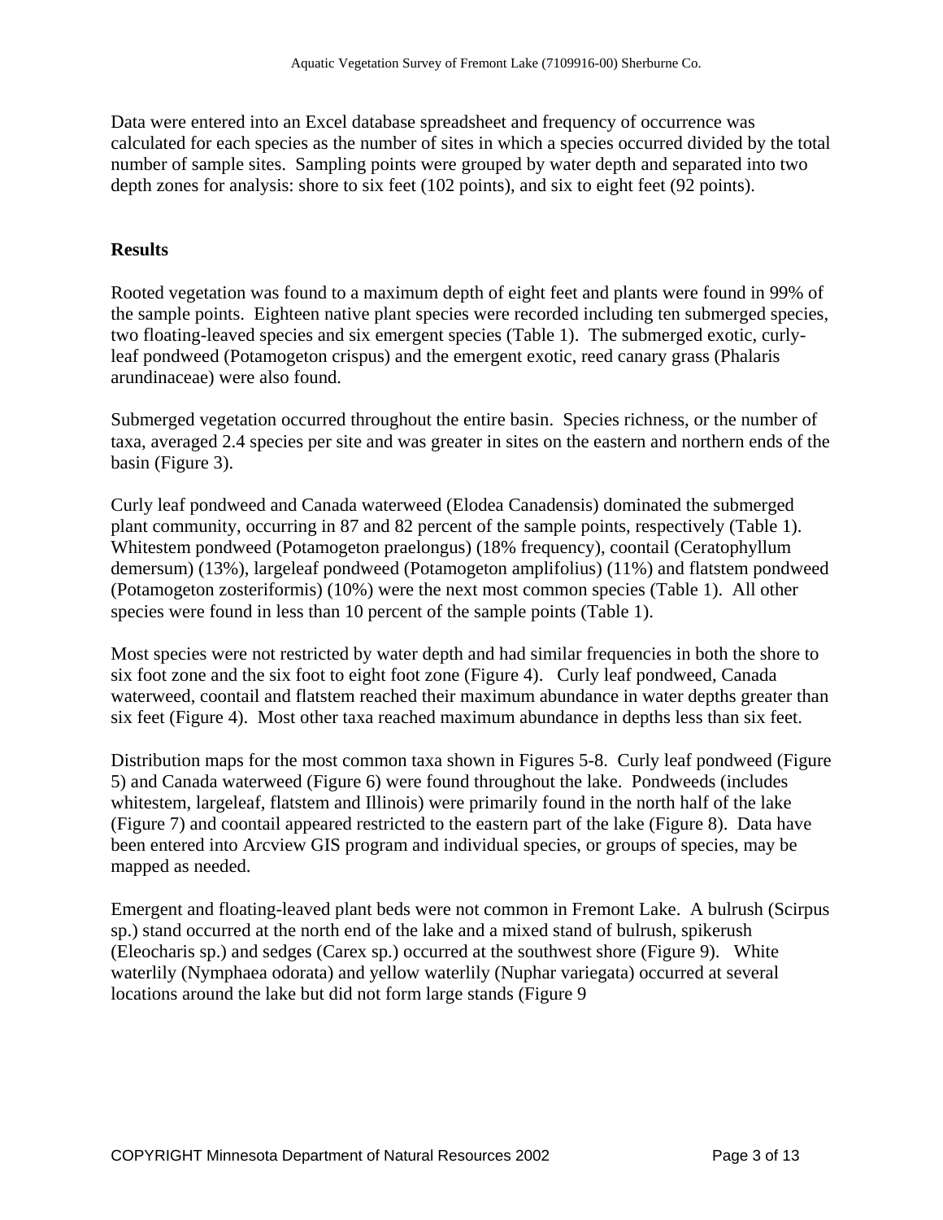Data were entered into an Excel database spreadsheet and frequency of occurrence was calculated for each species as the number of sites in which a species occurred divided by the total number of sample sites. Sampling points were grouped by water depth and separated into two depth zones for analysis: shore to six feet (102 points), and six to eight feet (92 points).

## Results

Rooted vegetation was found to a maximum depth of eight feet and plants were found in 99% of the sample points. Eighteen native plant species were recorded including ten submerged species, two floating-leaved species and six emergent species (Table 1). The submerged exotic, curly-leaf pondweed (Potamogeton crispus) and the emergent exotic, reed canary grass (Phalaris arundinaceae) were also found.

Submerged vegetation occurred throughout the entire basin. Species richness, or the number of taxa, averaged 2.4 species per site and was greater in sites on the eastern and northern ends of the basin (Figure 3).

Curly leaf pondweed and Canada waterweed (Elodea Canadensis) dominated the submerged plant community, occurring in 87 and 82 percent of the sample points, respectively (Table 1). Whitestem pondweed (Potamogeton praelongus) (18% frequency), coontail (Ceratophyllum demersum) (13%), largeleaf pondweed (Potamogeton amplifolius) (11%) and flatstem pondweed (Potamogeton zosteriformis) (10%) were the next most common species (Table 1). All other species were found in less than 10 percent of the sample points (Table 1).

Most species were not restricted by water depth and had similar frequencies in both the shore to six foot zone and the six foot to eight foot zone (Figure 4). Curly leaf pondweed, Canada waterweed, coontail and flatstem reached their maximum abundance in water depths greater than six feet (Figure 4). Most other taxa reached maximum abundance in depths less than six feet.

Distribution maps for the most common taxa shown in Figures 5-8. Curly leaf pondweed (Figure 5) and Canada waterweed (Figure 6) were found throughout the lake. Pondweeds (includes whitestem, largeleaf, flatstem and Illinois) were primarily found in the north half of the lake (Figure 7) and coontail appeared restricted to the eastern part of the lake (Figure 8). Data have been entered into Arcview GIS program and individual species, or groups of species, may be mapped as needed.

Emergent and floating-leaved plant beds were not common in Fremont Lake. A bulrush (Scirpus sp.) stand occurred at the north end of the lake and a mixed stand of bulrush, spikerush (Eleocharis sp.) and sedges (Carex sp.) occurred at the southwest shore (Figure 9). White waterlily (Nymphaea odorata) and yellow waterlily (Nuphar variegata) occurred at several locations around the lake but did not form large stands (Figure 9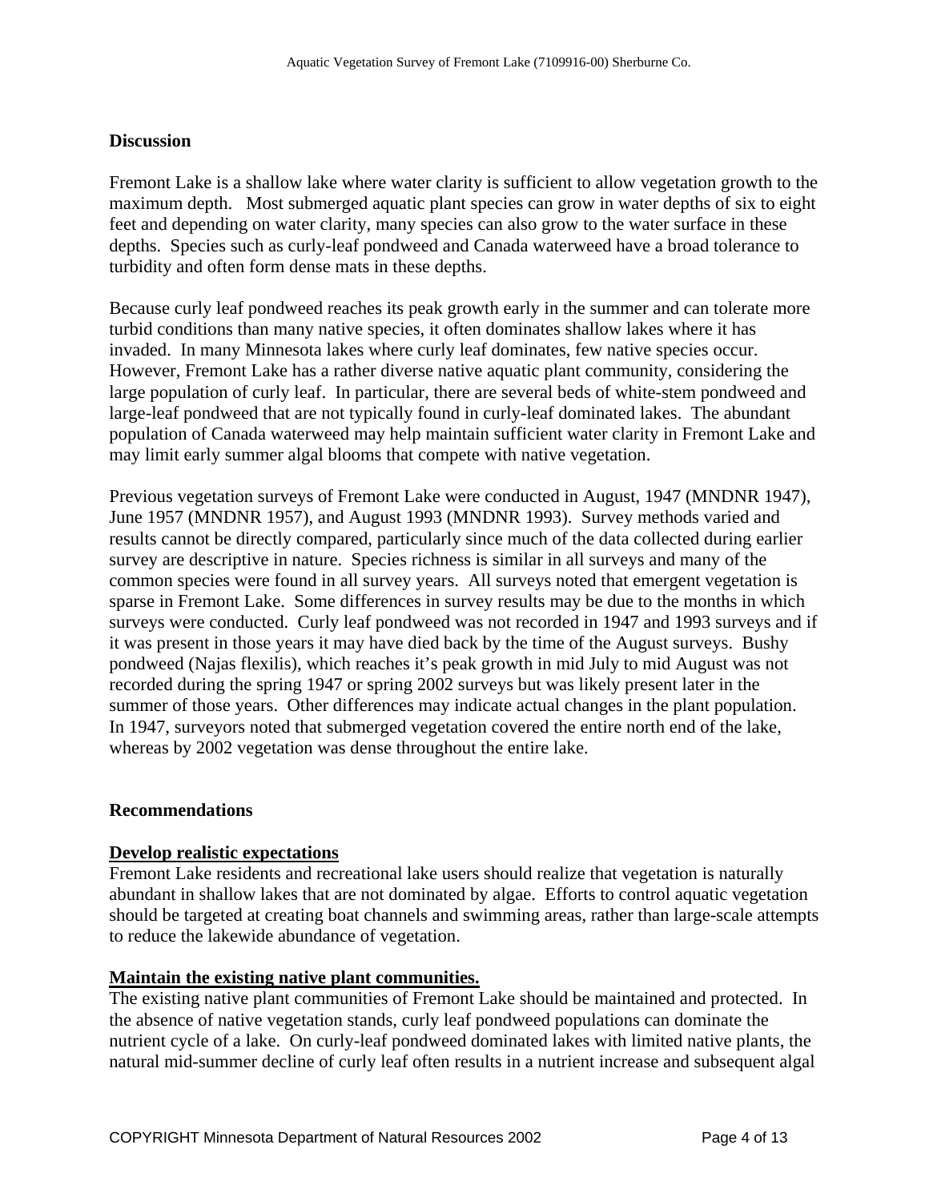## Discussion

Fremont Lake is a shallow lake where water clarity is sufficient to allow vegetation growth to the maximum depth. Most submerged aquatic plant species can grow in water depths of six to eight feet and depending on water clarity, many species can also grow to the water surface in these depths. Species such as curly-leaf pondweed and Canada waterweed have a broad tolerance to turbidity and often form dense mats in these depths.

Because curly leaf pondweed reaches its peak growth early in the summer and can tolerate more turbid conditions than many native species, it often dominates shallow lakes where it has invaded. In many Minnesota lakes where curly leaf dominates, few native species occur. However, Fremont Lake has a rather diverse native aquatic plant community, considering the large population of curly leaf. In particular, there are several beds of white-stem pondweed and large-leaf pondweed that are not typically found in curly-leaf dominated lakes. The abundant population of Canada waterweed may help maintain sufficient water clarity in Fremont Lake and may limit early summer algal blooms that compete with native vegetation.

Previous vegetation surveys of Fremont Lake were conducted in August, 1947 (MNDNR 1947), June 1957 (MNDNR 1957), and August 1993 (MNDNR 1993). Survey methods varied and results cannot be directly compared, particularly since much of the data collected during earlier survey are descriptive in nature. Species richness is similar in all surveys and many of the common species were found in all survey years. All surveys noted that emergent vegetation is sparse in Fremont Lake. Some differences in survey results may be due to the months in which surveys were conducted. Curly leaf pondweed was not recorded in 1947 and 1993 surveys and if it was present in those years it may have died back by the time of the August surveys. Bushy pondweed (Najas flexilis), which reaches it's peak growth in mid July to mid August was not recorded during the spring 1947 or spring 2002 surveys but was likely present later in the summer of those years. Other differences may indicate actual changes in the plant population. In 1947, surveyors noted that submerged vegetation covered the entire north end of the lake, whereas by 2002 vegetation was dense throughout the entire lake.

## Recommendations

### Develop realistic expectations

Fremont Lake residents and recreational lake users should realize that vegetation is naturally abundant in shallow lakes that are not dominated by algae. Efforts to control aquatic vegetation should be targeted at creating boat channels and swimming areas, rather than large-scale attempts to reduce the lakewide abundance of vegetation.

### Maintain the existing native plant communities.

The existing native plant communities of Fremont Lake should be maintained and protected. In the absence of native vegetation stands, curly leaf pondweed populations can dominate the nutrient cycle of a lake. On curly-leaf pondweed dominated lakes with limited native plants, the natural mid-summer decline of curly leaf often results in a nutrient increase and subsequent algal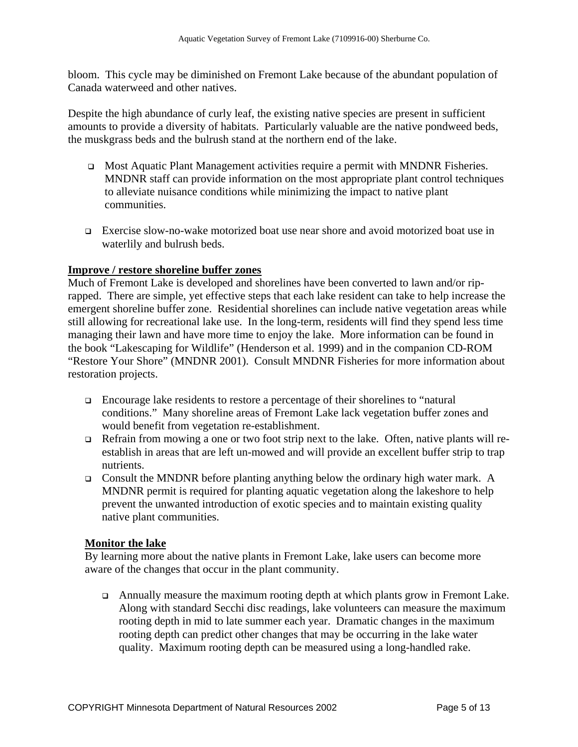bloom. This cycle may be diminished on Fremont Lake because of the abundant population of Canada waterweed and other natives.

Despite the high abundance of curly leaf, the existing native species are present in sufficient amounts to provide a diversity of habitats. Particularly valuable are the native pondweed beds, the muskgrass beds and the bulrush stand at the northern end of the lake.

- Most Aquatic Plant Management activities require a permit with MNDNR Fisheries. MNDNR staff can provide information on the most appropriate plant control techniques to alleviate nuisance conditions while minimizing the impact to native plant communities.

- Exercise slow-no-wake motorized boat use near shore and avoid motorized boat use in waterlily and bulrush beds.

**Improve / restore shoreline buffer zones**

Much of Fremont Lake is developed and shorelines have been converted to lawn and/or rip-rapped. There are simple, yet effective steps that each lake resident can take to help increase the emergent shoreline buffer zone. Residential shorelines can include native vegetation areas while still allowing for recreational lake use. In the long-term, residents will find they spend less time managing their lawn and have more time to enjoy the lake. More information can be found in the book "Lakescaping for Wildlife" (Henderson et al. 1999) and in the companion CD-ROM "Restore Your Shore" (MNDNR 2001). Consult MNDNR Fisheries for more information about restoration projects.

- Encourage lake residents to restore a percentage of their shorelines to "natural conditions." Many shoreline areas of Fremont Lake lack vegetation buffer zones and would benefit from vegetation re-establishment.
- Refrain from mowing a one or two foot strip next to the lake. Often, native plants will re-establish in areas that are left un-mowed and will provide an excellent buffer strip to trap nutrients.
- Consult the MNDNR before planting anything below the ordinary high water mark. A MNDNR permit is required for planting aquatic vegetation along the lakeshore to help prevent the unwanted introduction of exotic species and to maintain existing quality native plant communities.

**Monitor the lake**

By learning more about the native plants in Fremont Lake, lake users can become more aware of the changes that occur in the plant community.

- Annually measure the maximum rooting depth at which plants grow in Fremont Lake. Along with standard Secchi disc readings, lake volunteers can measure the maximum rooting depth in mid to late summer each year. Dramatic changes in the maximum rooting depth can predict other changes that may be occurring in the lake water quality. Maximum rooting depth can be measured using a long-handled rake.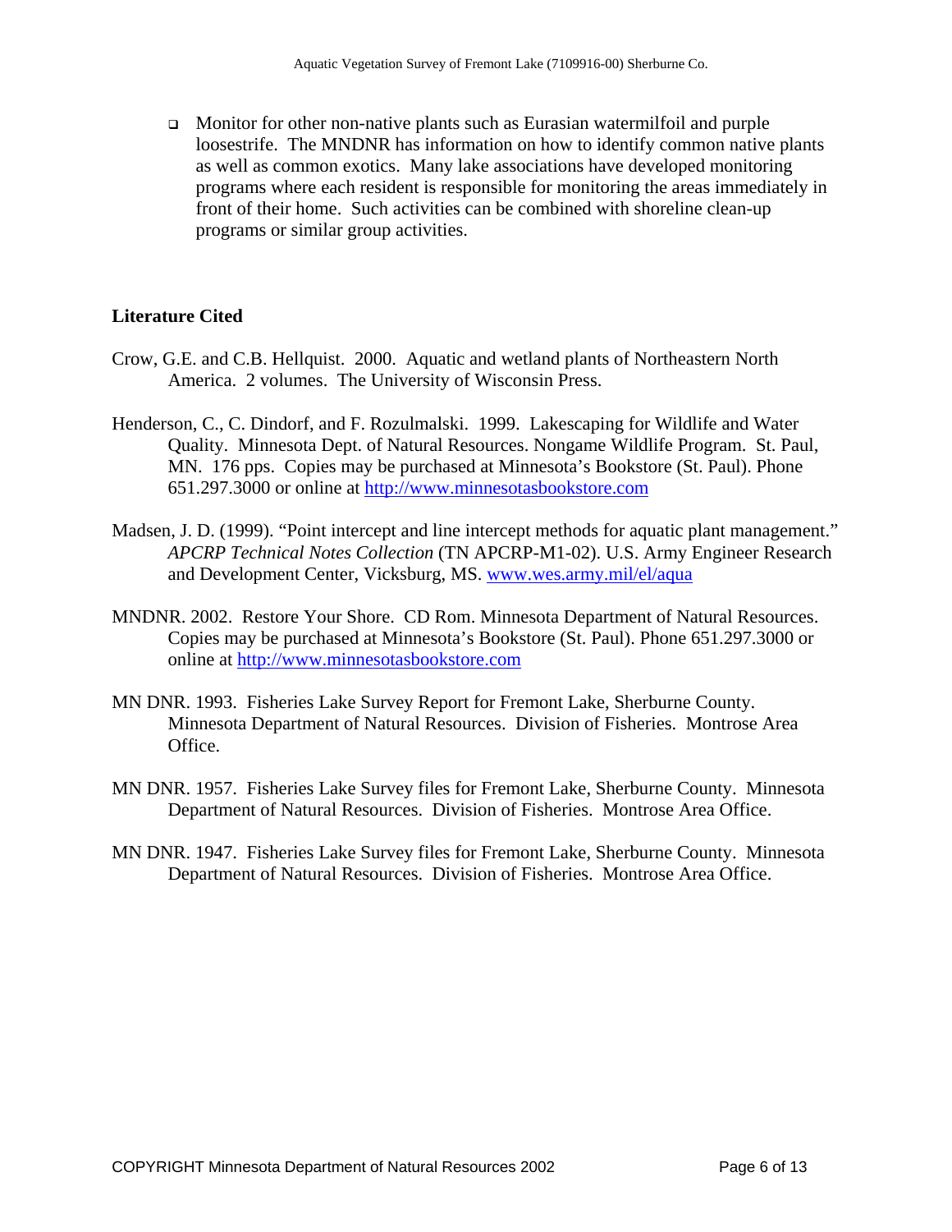- Monitor for other non-native plants such as Eurasian watermilfoil and purple loosestrife. The MNDNR has information on how to identify common native plants as well as common exotics. Many lake associations have developed monitoring programs where each resident is responsible for monitoring the areas immediately in front of their home. Such activities can be combined with shoreline clean-up programs or similar group activities.

**Literature Cited**

Crow, G.E. and C.B. Hellquist. 2000. Aquatic and wetland plants of Northeastern North America. 2 volumes. The University of Wisconsin Press.

Henderson, C., C. Dindorf, and F. Rozulmalski. 1999. Lakescaping for Wildlife and Water Quality. Minnesota Dept. of Natural Resources. Nongame Wildlife Program. St. Paul, MN. 176 pps. Copies may be purchased at Minnesota's Bookstore (St. Paul). Phone 651.297.3000 or online at http://www.minnesotasbookstore.com

Madsen, J. D. (1999). "Point intercept and line intercept methods for aquatic plant management." *APCRP Technical Notes Collection* (TN APCRP-M1-02). U.S. Army Engineer Research and Development Center, Vicksburg, MS. www.wes.army.mil/el/aqua

MNDNR. 2002. Restore Your Shore. CD Rom. Minnesota Department of Natural Resources. Copies may be purchased at Minnesota's Bookstore (St. Paul). Phone 651.297.3000 or online at http://www.minnesotasbookstore.com

MN DNR. 1993. Fisheries Lake Survey Report for Fremont Lake, Sherburne County. Minnesota Department of Natural Resources. Division of Fisheries. Montrose Area Office.

MN DNR. 1957. Fisheries Lake Survey files for Fremont Lake, Sherburne County. Minnesota Department of Natural Resources. Division of Fisheries. Montrose Area Office.

MN DNR. 1947. Fisheries Lake Survey files for Fremont Lake, Sherburne County. Minnesota Department of Natural Resources. Division of Fisheries. Montrose Area Office.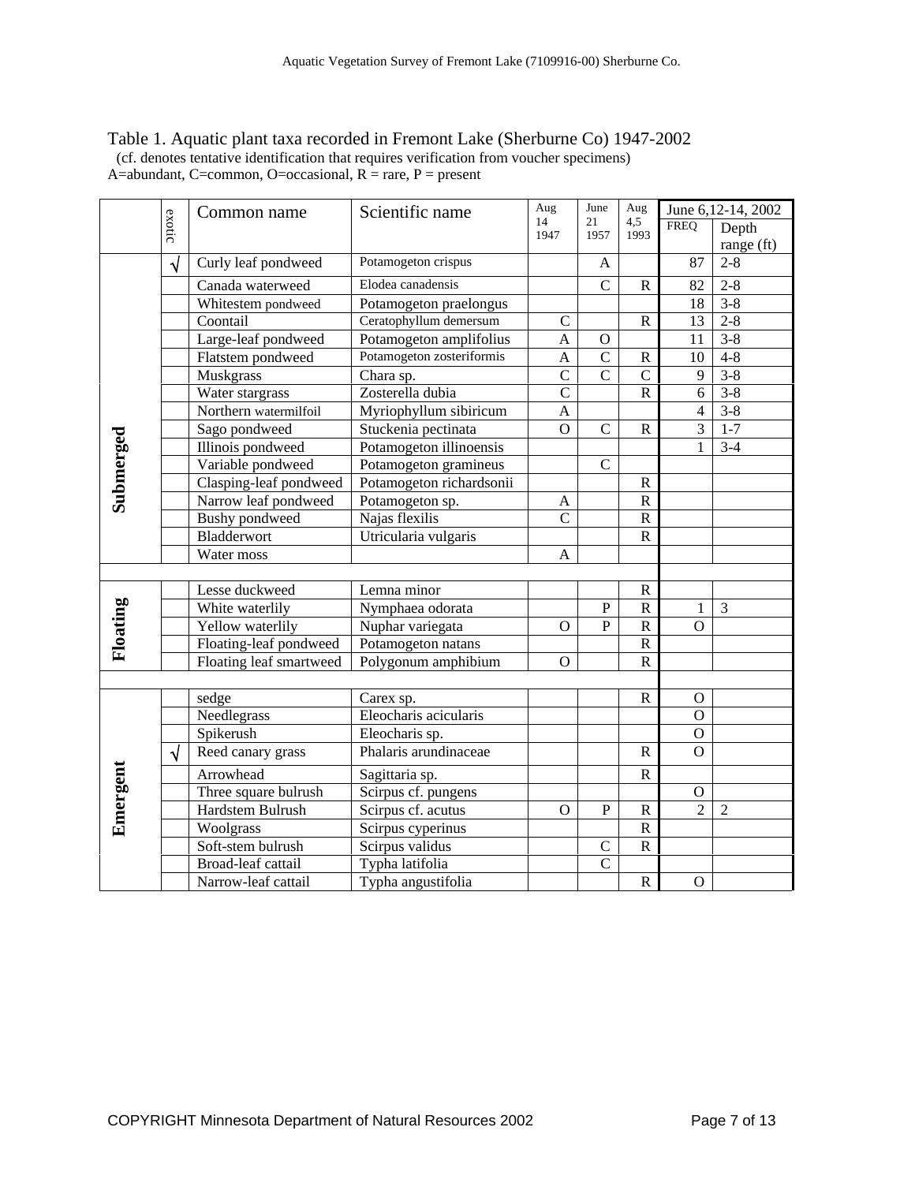Table 1. Aquatic plant taxa recorded in Fremont Lake (Sherburne Co) 1947-2002
(cf. denotes tentative identification that requires verification from voucher specimens)
A=abundant, C=common, O=occasional, R = rare, P = present

| | exotic | Common name | Scientific name | Aug 14 1947 | June 21 1957 | Aug 4,5 1993 | June 6,12-14, 2002 | |
|---|---|---|---|---|---|---|---|---|
| | | | | | | | FREQ | Depth range (ft) |
| **Submerged** | √ | Curly leaf pondweed | Potamogeton crispus | | A | | 87 | 2-8 |
| | | Canada waterweed | Elodea canadensis | | C | R | 82 | 2-8 |
| | | Whitestem pondweed | Potamogeton praelongus | | | | 18 | 3-8 |
| | | Coontail | Ceratophyllum demersum | C | | R | 13 | 2-8 |
| | | Large-leaf pondweed | Potamogeton amplifolius | A | O | | 11 | 3-8 |
| | | Flatstem pondweed | Potamogeton zosteriformis | A | C | R | 10 | 4-8 |
| | | Muskgrass | Chara sp. | C | C | C | 9 | 3-8 |
| | | Water stargrass | Zosterella dubia | C | | R | 6 | 3-8 |
| | | Northern watermilfoil | Myriophyllum sibiricum | A | | | 4 | 3-8 |
| | | Sago pondweed | Stuckenia pectinata | O | C | R | 3 | 1-7 |
| | | Illinois pondweed | Potamogeton illinoensis | | | | 1 | 3-4 |
| | | Variable pondweed | Potamogeton gramineus | | C | | | |
| | | Clasping-leaf pondweed | Potamogeton richardsonii | | | R | | |
| | | Narrow leaf pondweed | Potamogeton sp. | A | | R | | |
| | | Bushy pondweed | Najas flexilis | C | | R | | |
| | | Bladderwort | Utricularia vulgaris | | | R | | |
| | | Water moss | | A | | | | |
| | | | | | | | | |
| **Floating** | | Lesse duckweed | Lemna minor | | | R | | |
| | | White waterlily | Nymphaea odorata | | P | R | 1 | 3 |
| | | Yellow waterlily | Nuphar variegata | O | P | R | O | |
| | | Floating-leaf pondweed | Potamogeton natans | | | R | | |
| | | Floating leaf smartweed | Polygonum amphibium | O | | R | | |
| | | | | | | | | |
| **Emergent** | | sedge | Carex sp. | | | R | O | |
| | | Needlegrass | Eleocharis acicularis | | | | O | |
| | | Spikerush | Eleocharis sp. | | | | O | |
| | √ | Reed canary grass | Phalaris arundinaceae | | | R | O | |
| | | Arrowhead | Sagittaria sp. | | | R | | |
| | | Three square bulrush | Scirpus cf. pungens | | | | O | |
| | | Hardstem Bulrush | Scirpus cf. acutus | O | P | R | 2 | 2 |
| | | Woolgrass | Scirpus cyperinus | | | R | | |
| | | Soft-stem bulrush | Scirpus validus | | C | R | | |
| | | Broad-leaf cattail | Typha latifolia | | C | | | |
| | | Narrow-leaf cattail | Typha angustifolia | | | R | O | |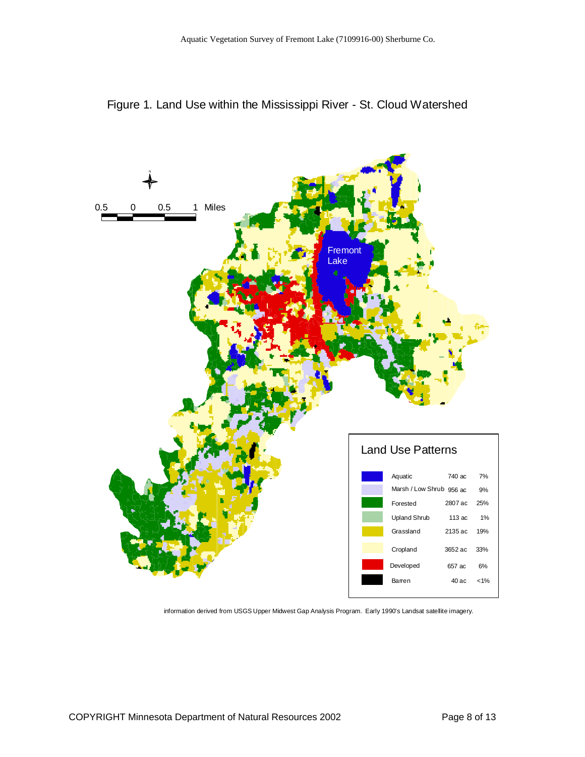Figure 1. Land Use within the Mississippi River - St. Cloud Watershed

0.5 0 0.5 1 Miles

Fremont Lake

Land Use Patterns

Aquatic 740 ac 7%
Marsh / Low Shrub 956 ac 9%
Forested 2807 ac 25%
Upland Shrub 113 ac 1%
Grassland 2135 ac 19%
Cropland 3652 ac 33%
Developed 657 ac 6%
Barren 40 ac <1%

information derived from USGS Upper Midwest Gap Analysis Program. Early 1990's Landsat satellite imagery.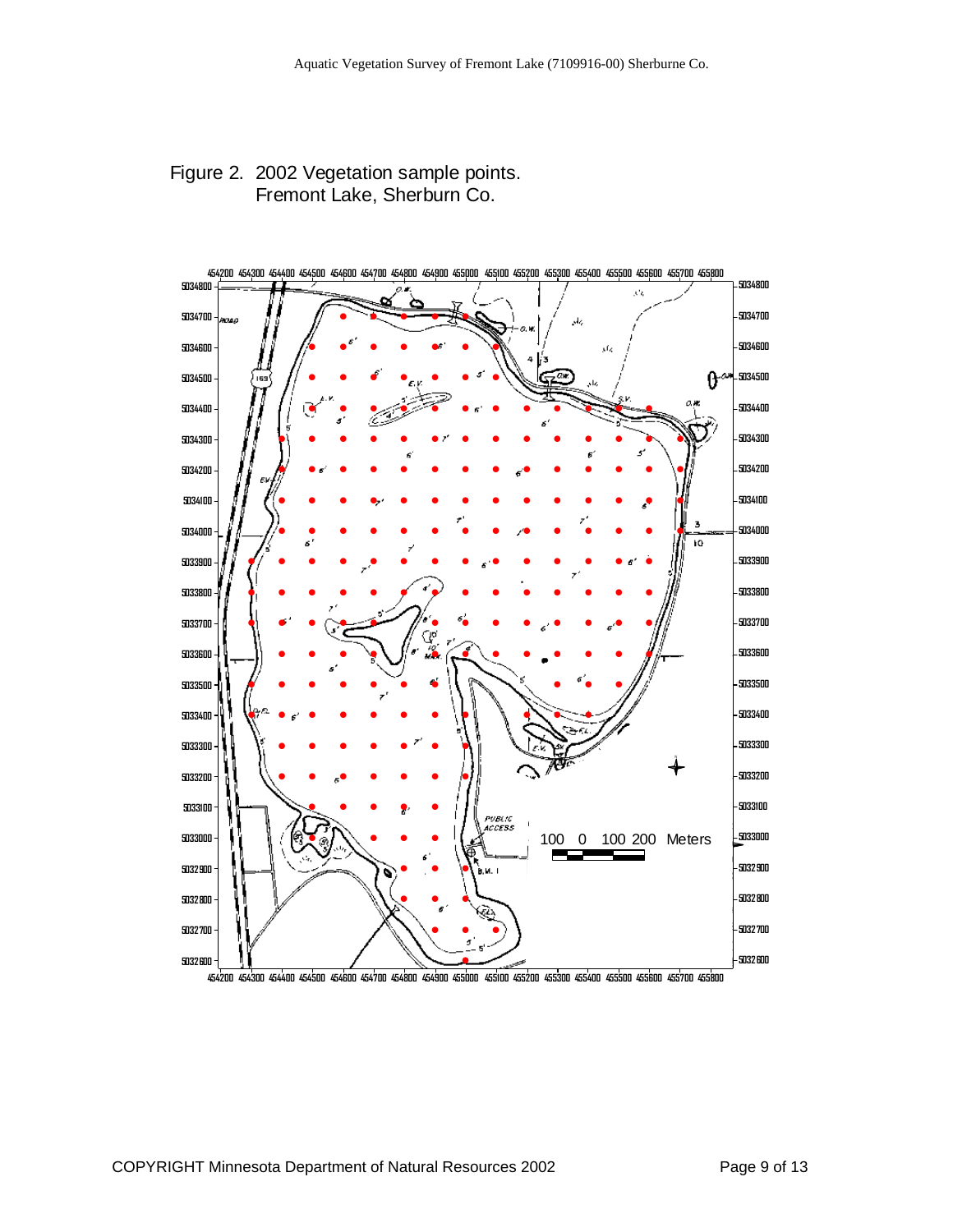Figure 2. 2002 Vegetation sample points.
Fremont Lake, Sherburn Co.

454200 454300 454400 454500 454600 454700 454800 454900 455000 455100 455200 455300 455400 455500 455600 455700 455800

5034800
5034700
5034600
5034500
5034400
5034300
5034200
5034100
5034000
5033900
5033800
5033700
5033600
5033500
5033400
5033300
5033200
5033100
5033000
5032900
5032800
5032700
5032600

ROAD
169
PUBLIC ACCESS
B.M. I

100 0 100 200 Meters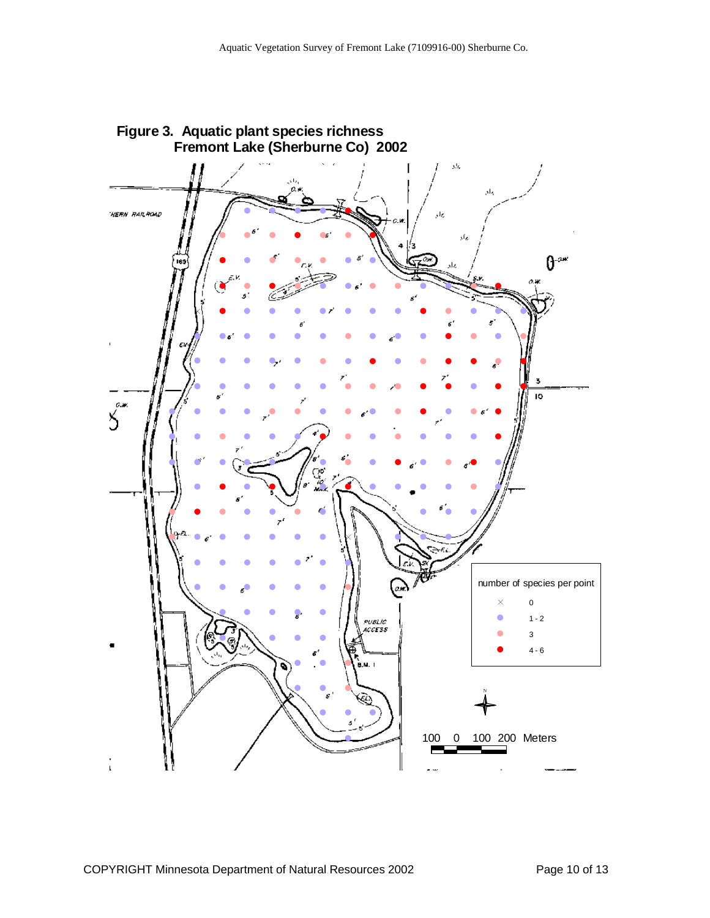**Figure 3. Aquatic plant species richness Fremont Lake (Sherburne Co) 2002**

number of species per point

× 0

1 - 2

3

4 - 6

N

100 0 100 200 Meters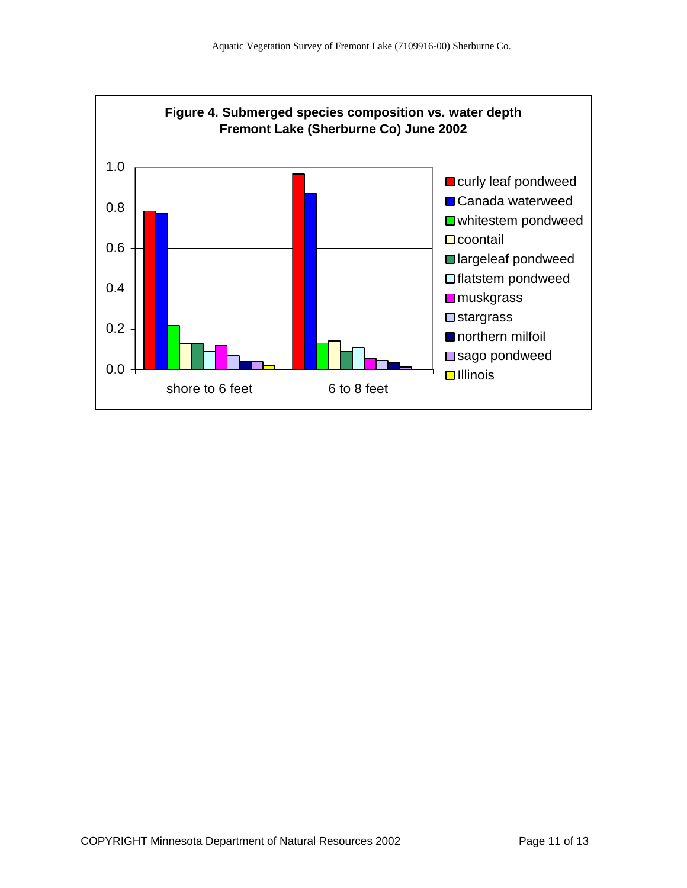**Figure 4. Submerged species composition vs. water depth**
**Fremont Lake (Sherburne Co) June 2002**

1.0
0.8
0.6
0.4
0.2
0.0

shore to 6 feet
6 to 8 feet

curly leaf pondweed
Canada waterweed
whitestem pondweed
coontail
largeleaf pondweed
flatstem pondweed
muskgrass
stargrass
northern milfoil
sago pondweed
Illinois

COPYRIGHT Minnesota Department of Natural Resources 2002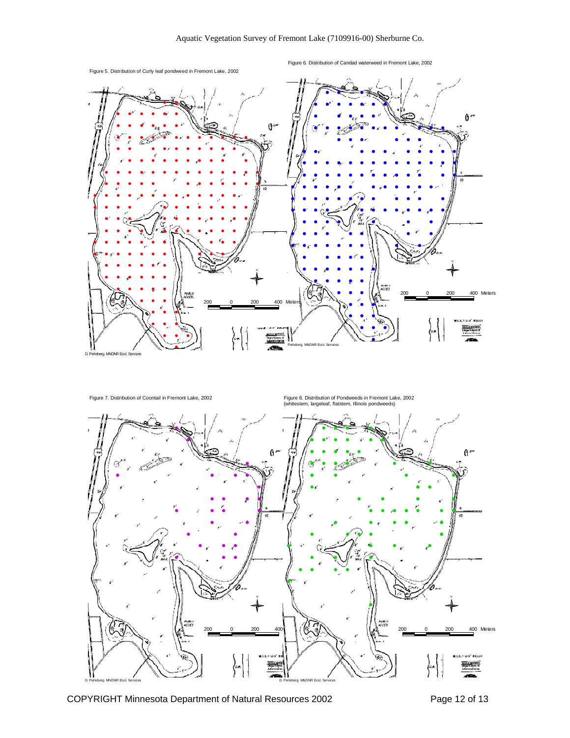Figure 5. Distribution of Curly leaf pondweed in Fremont Lake, 2002

200 0 200 400 Meters

PUBLIC ACCESS

D. Perleberg, MNDNR Ecol. Services

Figure 6. Distribution of Candad waterweed in Fremont Lake, 2002

200 0 200 400 Meters

PUBLIC ACCESS

Perleberg, MNDNR Ecol. Services

Figure 7. Distribution of Coontail in Fremont Lake, 2002

200 0 200 400

PUBLIC ACCESS

D. Perleberg, MNDNR Ecol. Services

Figure 8. Distribution of Pondweeds in Fremont Lake, 2002
(whitestem, largeleaf, flatstem, Illinois pondweeds)

200 0 200 400 Meters

PUBLIC ACCESS

D. Perleberg, MNDNR Ecol. Services

COPYRIGHT Minnesota Department of Natural Resources 2002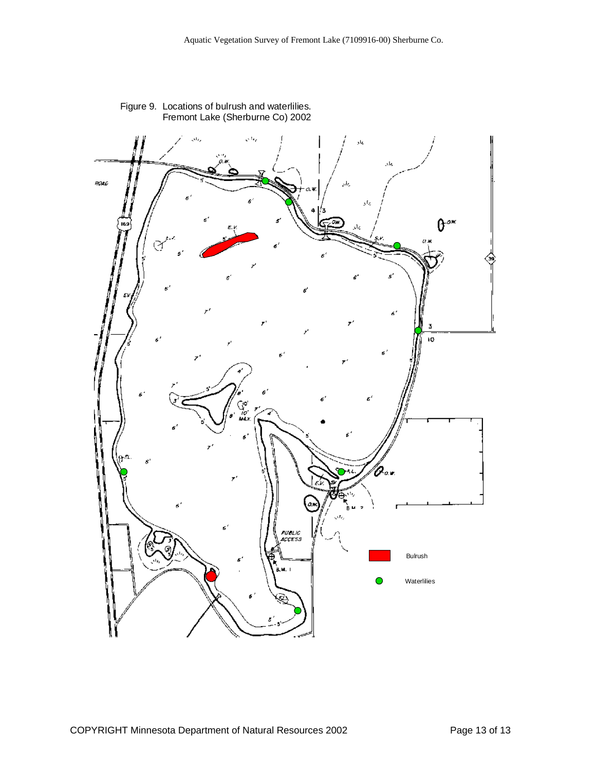Figure 9. Locations of bulrush and waterlilies.
Fremont Lake (Sherburne Co) 2002

ROAD

169

39

O.W.

E.V.

S.V.

F.L.

PUBLIC ACCESS

B.M. 1

B.M. 2

10' MAX.

Bulrush

Waterlilies